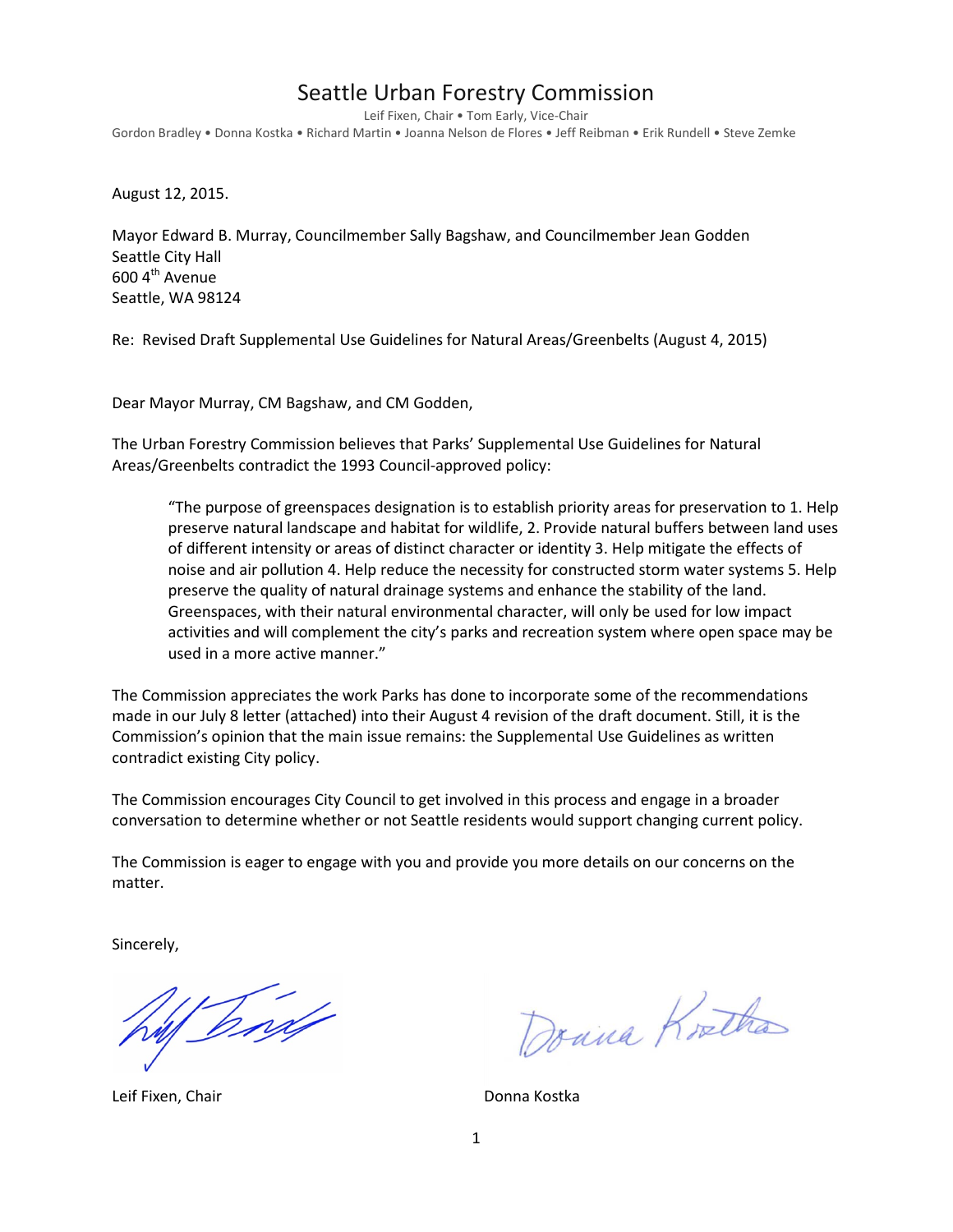# Seattle Urban Forestry Commission

Leif Fixen, Chair • Tom Early, Vice-Chair
Gordon Bradley • Donna Kostka • Richard Martin • Joanna Nelson de Flores • Jeff Reibman • Erik Rundell • Steve Zemke

August 12, 2015.

Mayor Edward B. Murray, Councilmember Sally Bagshaw, and Councilmember Jean Godden
Seattle City Hall
600 4th Avenue
Seattle, WA 98124

Re: Revised Draft Supplemental Use Guidelines for Natural Areas/Greenbelts (August 4, 2015)

Dear Mayor Murray, CM Bagshaw, and CM Godden,

The Urban Forestry Commission believes that Parks' Supplemental Use Guidelines for Natural Areas/Greenbelts contradict the 1993 Council-approved policy:

> "The purpose of greenspaces designation is to establish priority areas for preservation to 1. Help preserve natural landscape and habitat for wildlife, 2. Provide natural buffers between land uses of different intensity or areas of distinct character or identity 3. Help mitigate the effects of noise and air pollution 4. Help reduce the necessity for constructed storm water systems 5. Help preserve the quality of natural drainage systems and enhance the stability of the land. Greenspaces, with their natural environmental character, will only be used for low impact activities and will complement the city's parks and recreation system where open space may be used in a more active manner."

The Commission appreciates the work Parks has done to incorporate some of the recommendations made in our July 8 letter (attached) into their August 4 revision of the draft document. Still, it is the Commission's opinion that the main issue remains: the Supplemental Use Guidelines as written contradict existing City policy.

The Commission encourages City Council to get involved in this process and engage in a broader conversation to determine whether or not Seattle residents would support changing current policy.

The Commission is eager to engage with you and provide you more details on our concerns on the matter.

Sincerely,

Leif Fixen, Chair

Donna Kostka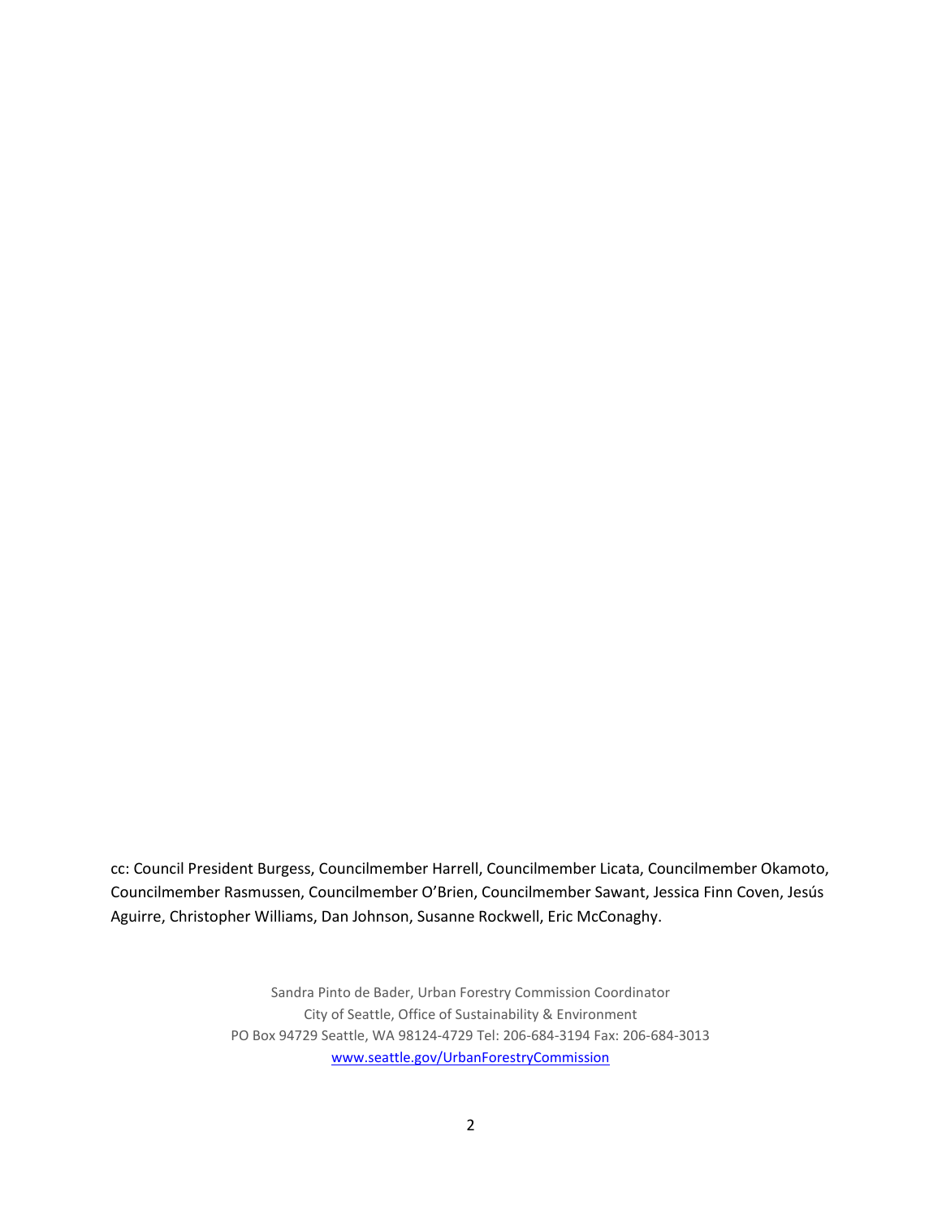cc: Council President Burgess, Councilmember Harrell, Councilmember Licata, Councilmember Okamoto, Councilmember Rasmussen, Councilmember O'Brien, Councilmember Sawant, Jessica Finn Coven, Jesús Aguirre, Christopher Williams, Dan Johnson, Susanne Rockwell, Eric McConaghy.

Sandra Pinto de Bader, Urban Forestry Commission Coordinator
City of Seattle, Office of Sustainability & Environment
PO Box 94729 Seattle, WA 98124-4729 Tel: 206-684-3194 Fax: 206-684-3013
www.seattle.gov/UrbanForestryCommission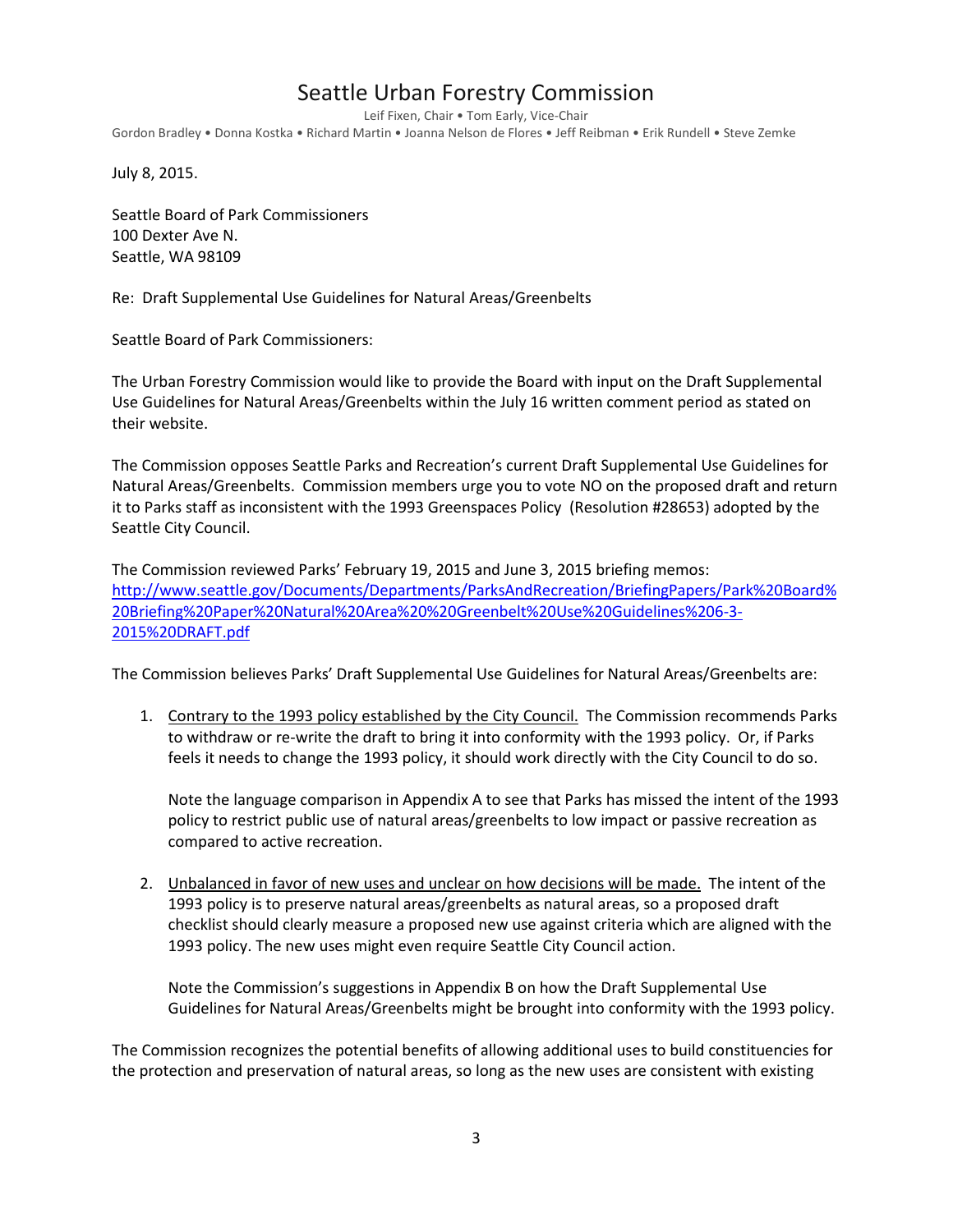# Seattle Urban Forestry Commission

Leif Fixen, Chair • Tom Early, Vice-Chair

Gordon Bradley • Donna Kostka • Richard Martin • Joanna Nelson de Flores • Jeff Reibman • Erik Rundell • Steve Zemke

July 8, 2015.

Seattle Board of Park Commissioners
100 Dexter Ave N.
Seattle, WA 98109

Re: Draft Supplemental Use Guidelines for Natural Areas/Greenbelts

Seattle Board of Park Commissioners:

The Urban Forestry Commission would like to provide the Board with input on the Draft Supplemental Use Guidelines for Natural Areas/Greenbelts within the July 16 written comment period as stated on their website.

The Commission opposes Seattle Parks and Recreation's current Draft Supplemental Use Guidelines for Natural Areas/Greenbelts. Commission members urge you to vote NO on the proposed draft and return it to Parks staff as inconsistent with the 1993 Greenspaces Policy (Resolution #28653) adopted by the Seattle City Council.

The Commission reviewed Parks' February 19, 2015 and June 3, 2015 briefing memos: [http://www.seattle.gov/Documents/Departments/ParksAndRecreation/BriefingPapers/Park%20Board%20Briefing%20Paper%20Natural%20Area%20%20Greenbelt%20Use%20Guidelines%206-3-2015%20DRAFT.pdf](http://www.seattle.gov/Documents/Departments/ParksAndRecreation/BriefingPapers/Park%20Board%20Briefing%20Paper%20Natural%20Area%20%20Greenbelt%20Use%20Guidelines%206-3-2015%20DRAFT.pdf)

The Commission believes Parks' Draft Supplemental Use Guidelines for Natural Areas/Greenbelts are:

1. <u>Contrary to the 1993 policy established by the City Council.</u> The Commission recommends Parks to withdraw or re-write the draft to bring it into conformity with the 1993 policy. Or, if Parks feels it needs to change the 1993 policy, it should work directly with the City Council to do so.

   Note the language comparison in Appendix A to see that Parks has missed the intent of the 1993 policy to restrict public use of natural areas/greenbelts to low impact or passive recreation as compared to active recreation.

2. <u>Unbalanced in favor of new uses and unclear on how decisions will be made.</u> The intent of the 1993 policy is to preserve natural areas/greenbelts as natural areas, so a proposed draft checklist should clearly measure a proposed new use against criteria which are aligned with the 1993 policy. The new uses might even require Seattle City Council action.

   Note the Commission's suggestions in Appendix B on how the Draft Supplemental Use Guidelines for Natural Areas/Greenbelts might be brought into conformity with the 1993 policy.

The Commission recognizes the potential benefits of allowing additional uses to build constituencies for the protection and preservation of natural areas, so long as the new uses are consistent with existing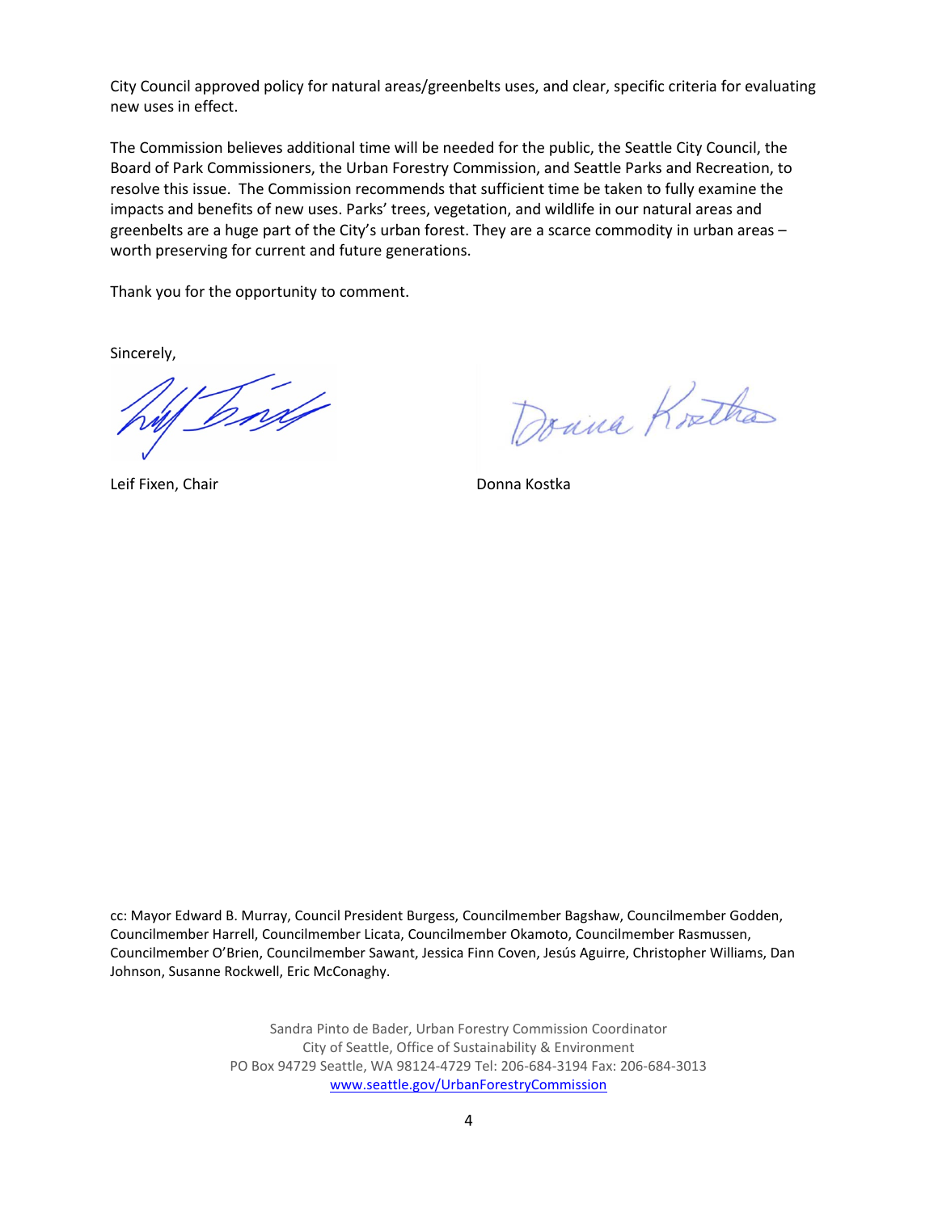City Council approved policy for natural areas/greenbelts uses, and clear, specific criteria for evaluating new uses in effect.

The Commission believes additional time will be needed for the public, the Seattle City Council, the Board of Park Commissioners, the Urban Forestry Commission, and Seattle Parks and Recreation, to resolve this issue. The Commission recommends that sufficient time be taken to fully examine the impacts and benefits of new uses. Parks' trees, vegetation, and wildlife in our natural areas and greenbelts are a huge part of the City's urban forest. They are a scarce commodity in urban areas – worth preserving for current and future generations.

Thank you for the opportunity to comment.

Sincerely,

Leif Fixen, Chair

Donna Kostka

cc: Mayor Edward B. Murray, Council President Burgess, Councilmember Bagshaw, Councilmember Godden, Councilmember Harrell, Councilmember Licata, Councilmember Okamoto, Councilmember Rasmussen, Councilmember O'Brien, Councilmember Sawant, Jessica Finn Coven, Jesús Aguirre, Christopher Williams, Dan Johnson, Susanne Rockwell, Eric McConaghy.

Sandra Pinto de Bader, Urban Forestry Commission Coordinator
City of Seattle, Office of Sustainability & Environment
PO Box 94729 Seattle, WA 98124-4729 Tel: 206-684-3194 Fax: 206-684-3013
www.seattle.gov/UrbanForestryCommission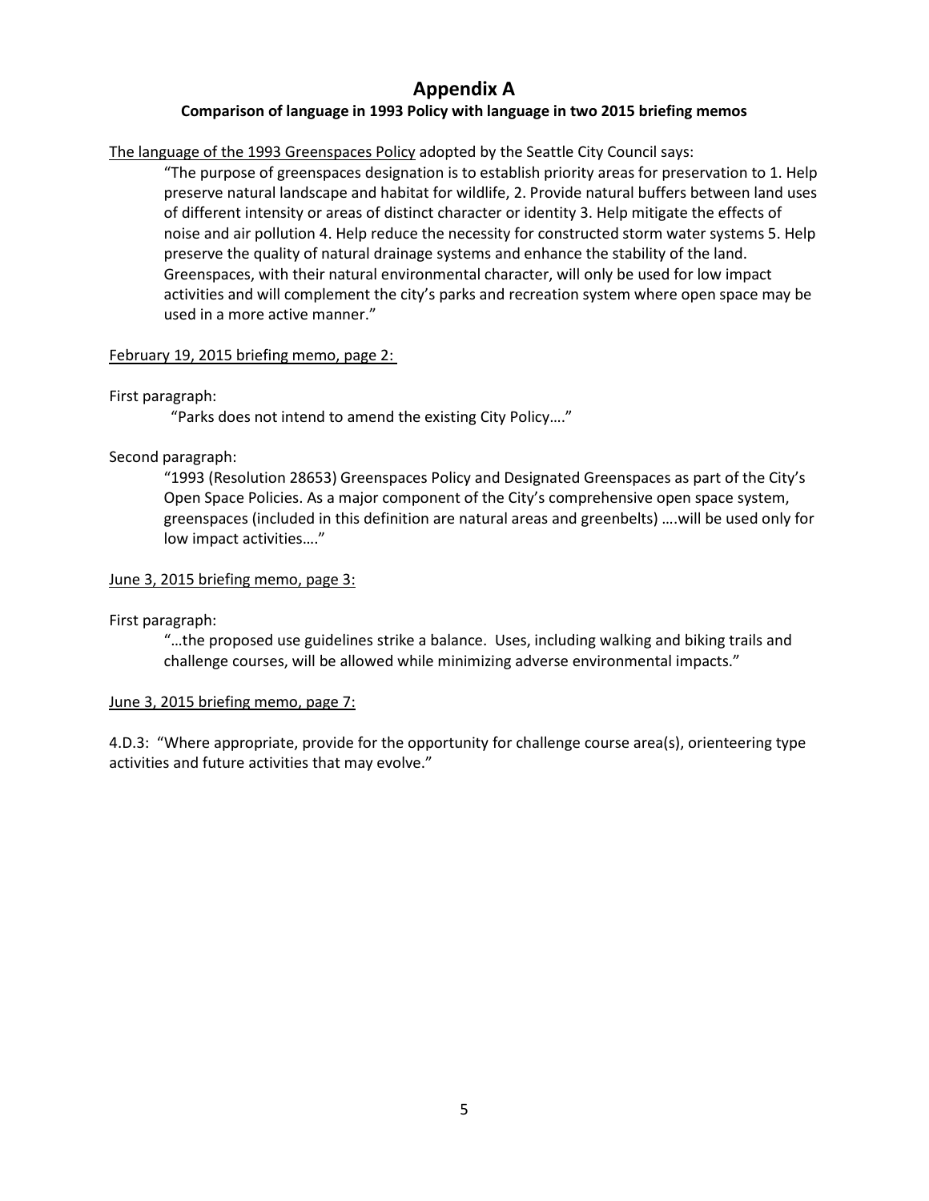# Appendix A

**Comparison of language in 1993 Policy with language in two 2015 briefing memos**

<u>The language of the 1993 Greenspaces Policy</u> adopted by the Seattle City Council says:

> "The purpose of greenspaces designation is to establish priority areas for preservation to 1. Help preserve natural landscape and habitat for wildlife, 2. Provide natural buffers between land uses of different intensity or areas of distinct character or identity 3. Help mitigate the effects of noise and air pollution 4. Help reduce the necessity for constructed storm water systems 5. Help preserve the quality of natural drainage systems and enhance the stability of the land. Greenspaces, with their natural environmental character, will only be used for low impact activities and will complement the city's parks and recreation system where open space may be used in a more active manner."

<u>February 19, 2015 briefing memo, page 2:</u>

First paragraph:

> "Parks does not intend to amend the existing City Policy…."

Second paragraph:

> "1993 (Resolution 28653) Greenspaces Policy and Designated Greenspaces as part of the City's Open Space Policies. As a major component of the City's comprehensive open space system, greenspaces (included in this definition are natural areas and greenbelts) ….will be used only for low impact activities…."

<u>June 3, 2015 briefing memo, page 3:</u>

First paragraph:

> "…the proposed use guidelines strike a balance. Uses, including walking and biking trails and challenge courses, will be allowed while minimizing adverse environmental impacts."

<u>June 3, 2015 briefing memo, page 7:</u>

4.D.3: "Where appropriate, provide for the opportunity for challenge course area(s), orienteering type activities and future activities that may evolve."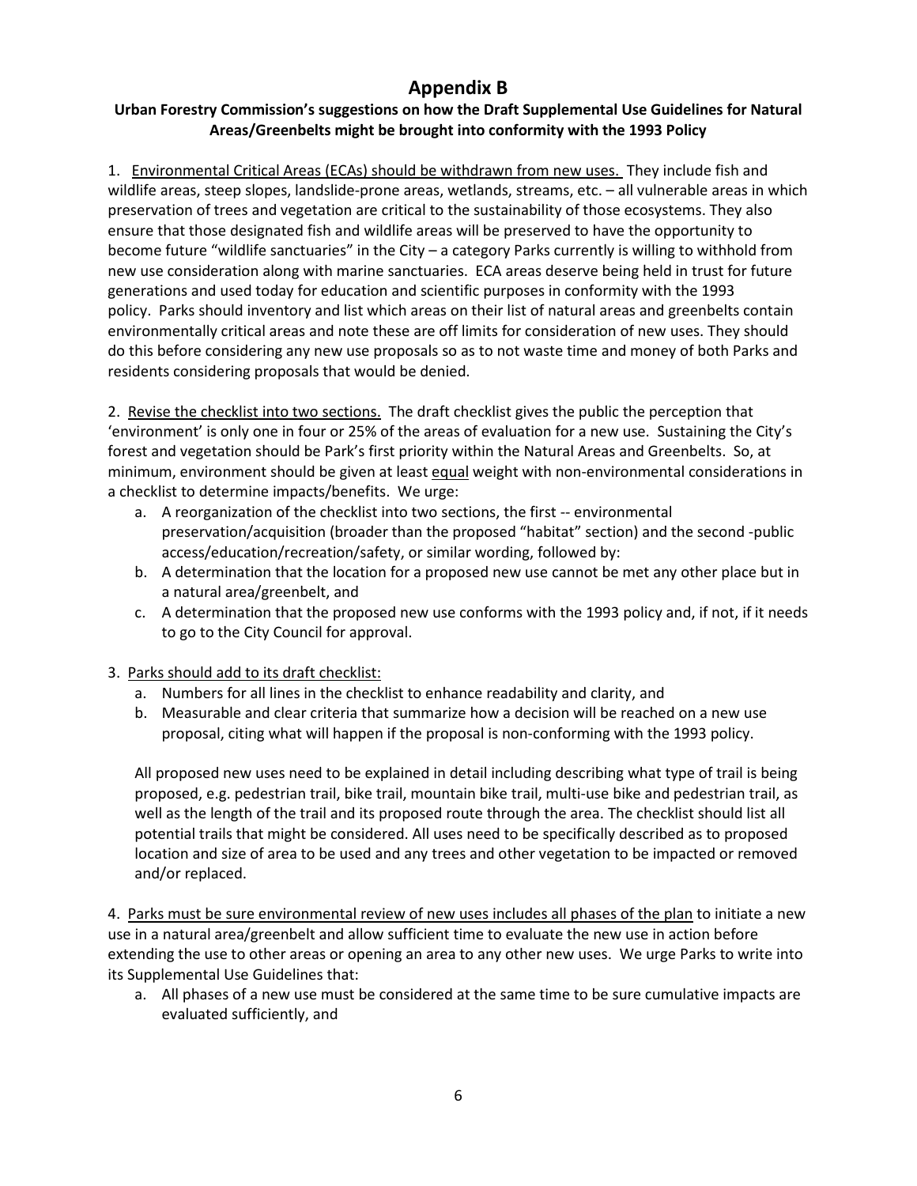# Appendix B

**Urban Forestry Commission's suggestions on how the Draft Supplemental Use Guidelines for Natural Areas/Greenbelts might be brought into conformity with the 1993 Policy**

1. <u>Environmental Critical Areas (ECAs) should be withdrawn from new uses.</u> They include fish and wildlife areas, steep slopes, landslide-prone areas, wetlands, streams, etc. – all vulnerable areas in which preservation of trees and vegetation are critical to the sustainability of those ecosystems. They also ensure that those designated fish and wildlife areas will be preserved to have the opportunity to become future "wildlife sanctuaries" in the City – a category Parks currently is willing to withhold from new use consideration along with marine sanctuaries. ECA areas deserve being held in trust for future generations and used today for education and scientific purposes in conformity with the 1993 policy. Parks should inventory and list which areas on their list of natural areas and greenbelts contain environmentally critical areas and note these are off limits for consideration of new uses. They should do this before considering any new use proposals so as to not waste time and money of both Parks and residents considering proposals that would be denied.

2. <u>Revise the checklist into two sections.</u> The draft checklist gives the public the perception that 'environment' is only one in four or 25% of the areas of evaluation for a new use. Sustaining the City's forest and vegetation should be Park's first priority within the Natural Areas and Greenbelts. So, at minimum, environment should be given at least <u>equal</u> weight with non-environmental considerations in a checklist to determine impacts/benefits. We urge:
   a. A reorganization of the checklist into two sections, the first -- environmental preservation/acquisition (broader than the proposed "habitat" section) and the second -public access/education/recreation/safety, or similar wording, followed by:
   b. A determination that the location for a proposed new use cannot be met any other place but in a natural area/greenbelt, and
   c. A determination that the proposed new use conforms with the 1993 policy and, if not, if it needs to go to the City Council for approval.

3. <u>Parks should add to its draft checklist:</u>
   a. Numbers for all lines in the checklist to enhance readability and clarity, and
   b. Measurable and clear criteria that summarize how a decision will be reached on a new use proposal, citing what will happen if the proposal is non-conforming with the 1993 policy.

   All proposed new uses need to be explained in detail including describing what type of trail is being proposed, e.g. pedestrian trail, bike trail, mountain bike trail, multi-use bike and pedestrian trail, as well as the length of the trail and its proposed route through the area. The checklist should list all potential trails that might be considered. All uses need to be specifically described as to proposed location and size of area to be used and any trees and other vegetation to be impacted or removed and/or replaced.

4. <u>Parks must be sure environmental review of new uses includes all phases of the plan</u> to initiate a new use in a natural area/greenbelt and allow sufficient time to evaluate the new use in action before extending the use to other areas or opening an area to any other new uses. We urge Parks to write into its Supplemental Use Guidelines that:
   a. All phases of a new use must be considered at the same time to be sure cumulative impacts are evaluated sufficiently, and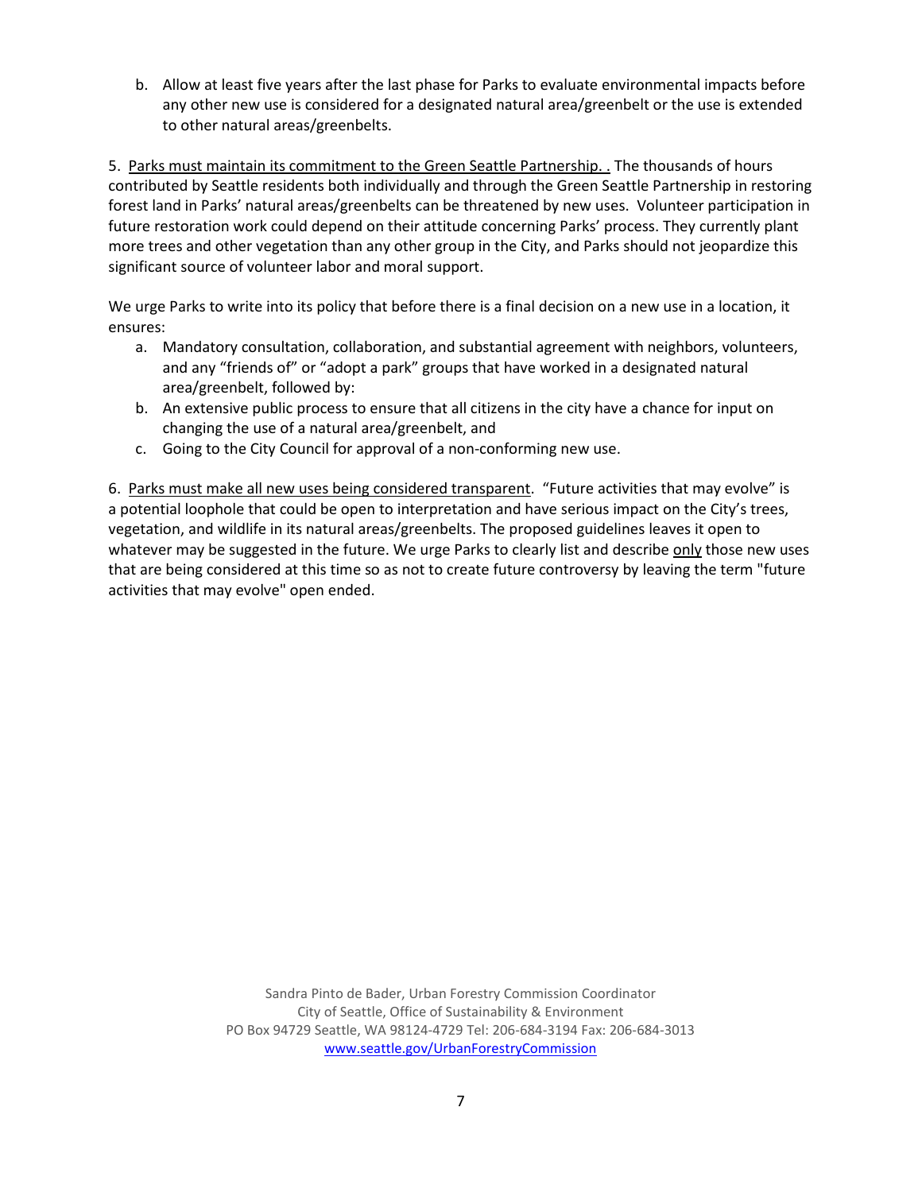b. Allow at least five years after the last phase for Parks to evaluate environmental impacts before any other new use is considered for a designated natural area/greenbelt or the use is extended to other natural areas/greenbelts.

5. <u>Parks must maintain its commitment to the Green Seattle Partnership. .</u> The thousands of hours contributed by Seattle residents both individually and through the Green Seattle Partnership in restoring forest land in Parks' natural areas/greenbelts can be threatened by new uses. Volunteer participation in future restoration work could depend on their attitude concerning Parks' process. They currently plant more trees and other vegetation than any other group in the City, and Parks should not jeopardize this significant source of volunteer labor and moral support.

We urge Parks to write into its policy that before there is a final decision on a new use in a location, it ensures:

a. Mandatory consultation, collaboration, and substantial agreement with neighbors, volunteers, and any "friends of" or "adopt a park" groups that have worked in a designated natural area/greenbelt, followed by:
b. An extensive public process to ensure that all citizens in the city have a chance for input on changing the use of a natural area/greenbelt, and
c. Going to the City Council for approval of a non-conforming new use.

6. <u>Parks must make all new uses being considered transparent</u>. "Future activities that may evolve" is a potential loophole that could be open to interpretation and have serious impact on the City's trees, vegetation, and wildlife in its natural areas/greenbelts. The proposed guidelines leaves it open to whatever may be suggested in the future. We urge Parks to clearly list and describe <u>only</u> those new uses that are being considered at this time so as not to create future controversy by leaving the term "future activities that may evolve" open ended.

Sandra Pinto de Bader, Urban Forestry Commission Coordinator
City of Seattle, Office of Sustainability & Environment
PO Box 94729 Seattle, WA 98124-4729 Tel: 206-684-3194 Fax: 206-684-3013
www.seattle.gov/UrbanForestryCommission